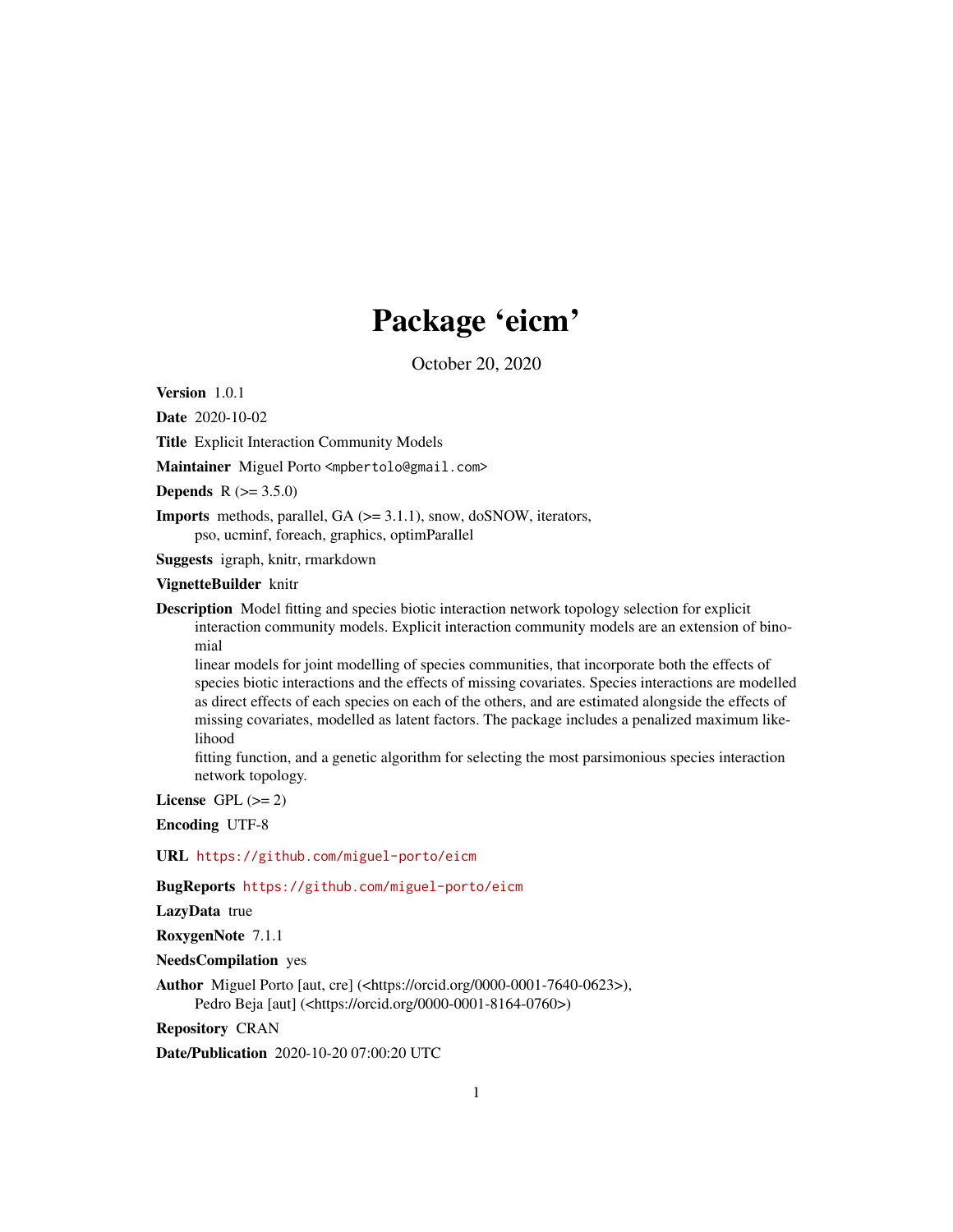# Package 'eicm'

October 20, 2020

**Version** 1.0.1

**Date** 2020-10-02

**Title** Explicit Interaction Community Models

**Maintainer** Miguel Porto <mpbertolo@gmail.com>

**Depends** R (>= 3.5.0)

**Imports** methods, parallel, GA (>= 3.1.1), snow, doSNOW, iterators, pso, ucminf, foreach, graphics, optimParallel

**Suggests** igraph, knitr, rmarkdown

**VignetteBuilder** knitr

**Description** Model fitting and species biotic interaction network topology selection for explicit interaction community models. Explicit interaction community models are an extension of binomial
linear models for joint modelling of species communities, that incorporate both the effects of species biotic interactions and the effects of missing covariates. Species interactions are modelled as direct effects of each species on each of the others, and are estimated alongside the effects of missing covariates, modelled as latent factors. The package includes a penalized maximum likelihood
fitting function, and a genetic algorithm for selecting the most parsimonious species interaction network topology.

**License** GPL (>= 2)

**Encoding** UTF-8

**URL** https://github.com/miguel-porto/eicm

**BugReports** https://github.com/miguel-porto/eicm

**LazyData** true

**RoxygenNote** 7.1.1

**NeedsCompilation** yes

**Author** Miguel Porto [aut, cre] (<https://orcid.org/0000-0001-7640-0623>),
Pedro Beja [aut] (<https://orcid.org/0000-0001-8164-0760>)

**Repository** CRAN

**Date/Publication** 2020-10-20 07:00:20 UTC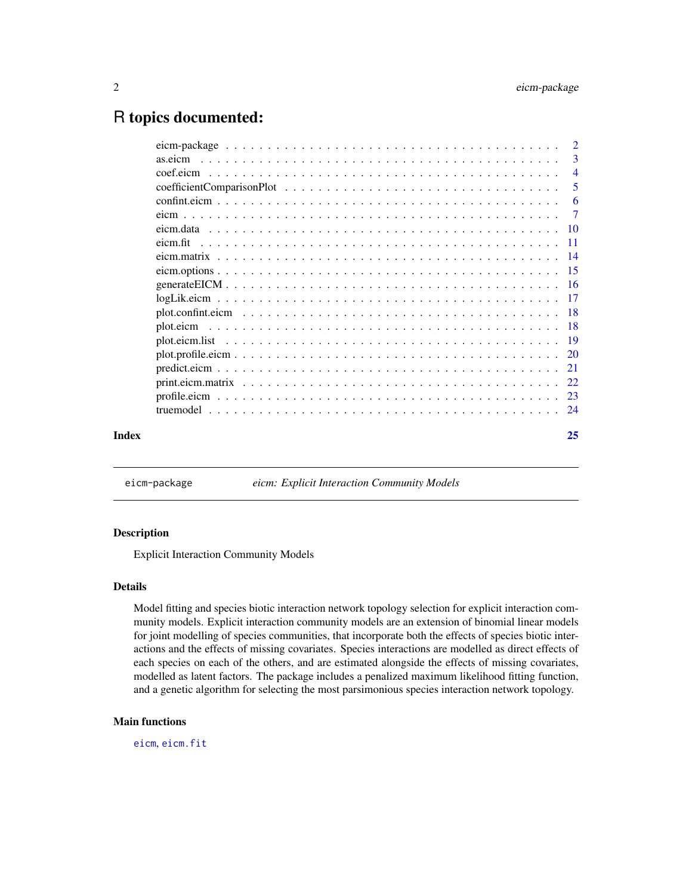# R topics documented:

| | |
|---|---|
| eicm-package | 2 |
| as.eicm | 3 |
| coef.eicm | 4 |
| coefficientComparisonPlot | 5 |
| confint.eicm | 6 |
| eicm | 7 |
| eicm.data | 10 |
| eicm.fit | 11 |
| eicm.matrix | 14 |
| eicm.options | 15 |
| generateEICM | 16 |
| logLik.eicm | 17 |
| plot.confint.eicm | 18 |
| plot.eicm | 18 |
| plot.eicm.list | 19 |
| plot.profile.eicm | 20 |
| predict.eicm | 21 |
| print.eicm.matrix | 22 |
| profile.eicm | 23 |
| truemodel | 24 |
| **Index** | **25** |

---

`eicm-package` *eicm: Explicit Interaction Community Models*

---

## Description

Explicit Interaction Community Models

## Details

Model fitting and species biotic interaction network topology selection for explicit interaction community models. Explicit interaction community models are an extension of binomial linear models for joint modelling of species communities, that incorporate both the effects of species biotic interactions and the effects of missing covariates. Species interactions are modelled as direct effects of each species on each of the others, and are estimated alongside the effects of missing covariates, modelled as latent factors. The package includes a penalized maximum likelihood fitting function, and a genetic algorithm for selecting the most parsimonious species interaction network topology.

## Main functions

`eicm`, `eicm.fit`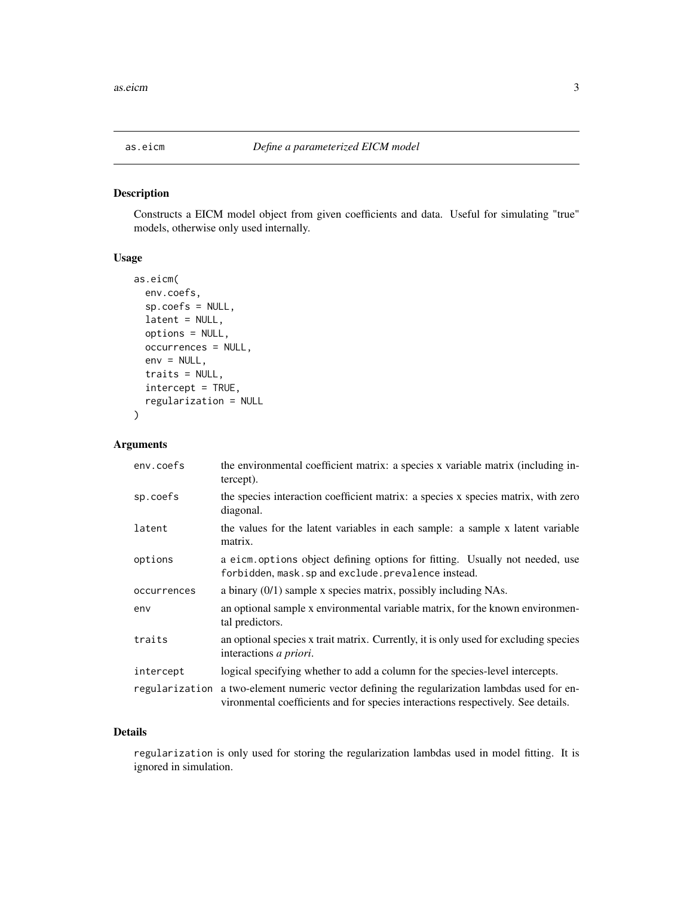# as.eicm — *Define a parameterized EICM model*

## Description

Constructs a EICM model object from given coefficients and data. Useful for simulating "true" models, otherwise only used internally.

## Usage

```
as.eicm(
  env.coefs,
  sp.coefs = NULL,
  latent = NULL,
  options = NULL,
  occurrences = NULL,
  env = NULL,
  traits = NULL,
  intercept = TRUE,
  regularization = NULL
)
```

## Arguments

| | |
|---|---|
| env.coefs | the environmental coefficient matrix: a species x variable matrix (including intercept). |
| sp.coefs | the species interaction coefficient matrix: a species x species matrix, with zero diagonal. |
| latent | the values for the latent variables in each sample: a sample x latent variable matrix. |
| options | a `eicm.options` object defining options for fitting. Usually not needed, use `forbidden`, `mask.sp` and `exclude.prevalence` instead. |
| occurrences | a binary (0/1) sample x species matrix, possibly including NAs. |
| env | an optional sample x environmental variable matrix, for the known environmental predictors. |
| traits | an optional species x trait matrix. Currently, it is only used for excluding species interactions *a priori*. |
| intercept | logical specifying whether to add a column for the species-level intercepts. |
| regularization | a two-element numeric vector defining the regularization lambdas used for environmental coefficients and for species interactions respectively. See details. |

## Details

`regularization` is only used for storing the regularization lambdas used in model fitting. It is ignored in simulation.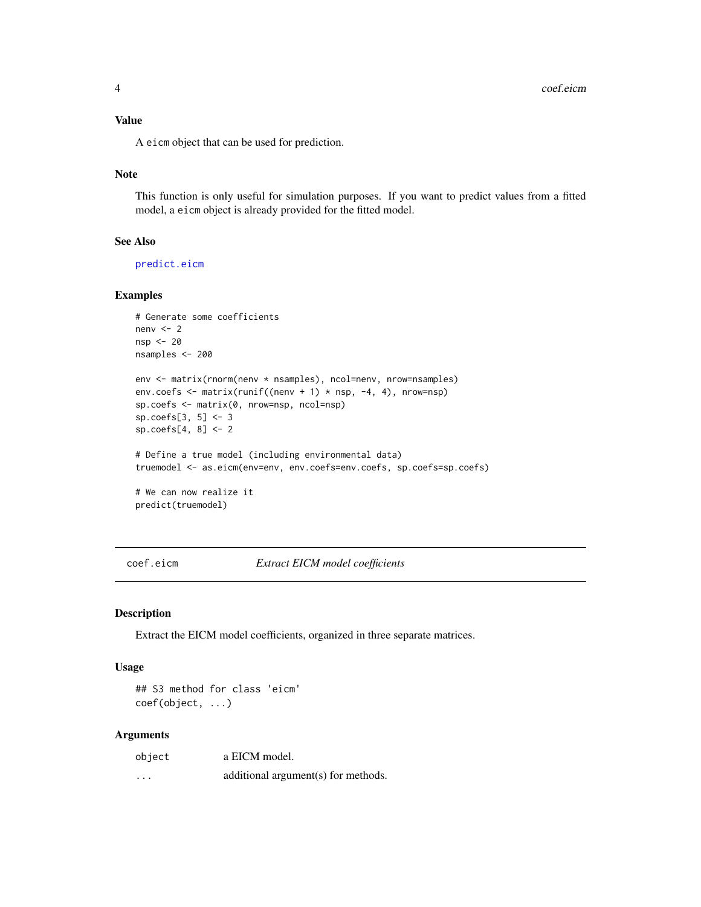### Value

A `eicm` object that can be used for prediction.

### Note

This function is only useful for simulation purposes. If you want to predict values from a fitted model, a `eicm` object is already provided for the fitted model.

### See Also

predict.eicm

### Examples

```
# Generate some coefficients
nenv <- 2
nsp <- 20
nsamples <- 200

env <- matrix(rnorm(nenv * nsamples), ncol=nenv, nrow=nsamples)
env.coefs <- matrix(runif((nenv + 1) * nsp, -4, 4), nrow=nsp)
sp.coefs <- matrix(0, nrow=nsp, ncol=nsp)
sp.coefs[3, 5] <- 3
sp.coefs[4, 8] <- 2

# Define a true model (including environmental data)
truemodel <- as.eicm(env=env, env.coefs=env.coefs, sp.coefs=sp.coefs)

# We can now realize it
predict(truemodel)
```

---

## coef.eicm *Extract EICM model coefficients*

---

### Description

Extract the EICM model coefficients, organized in three separate matrices.

### Usage

```
## S3 method for class 'eicm'
coef(object, ...)
```

### Arguments

| | |
|---|---|
| `object` | a EICM model. |
| `...` | additional argument(s) for methods. |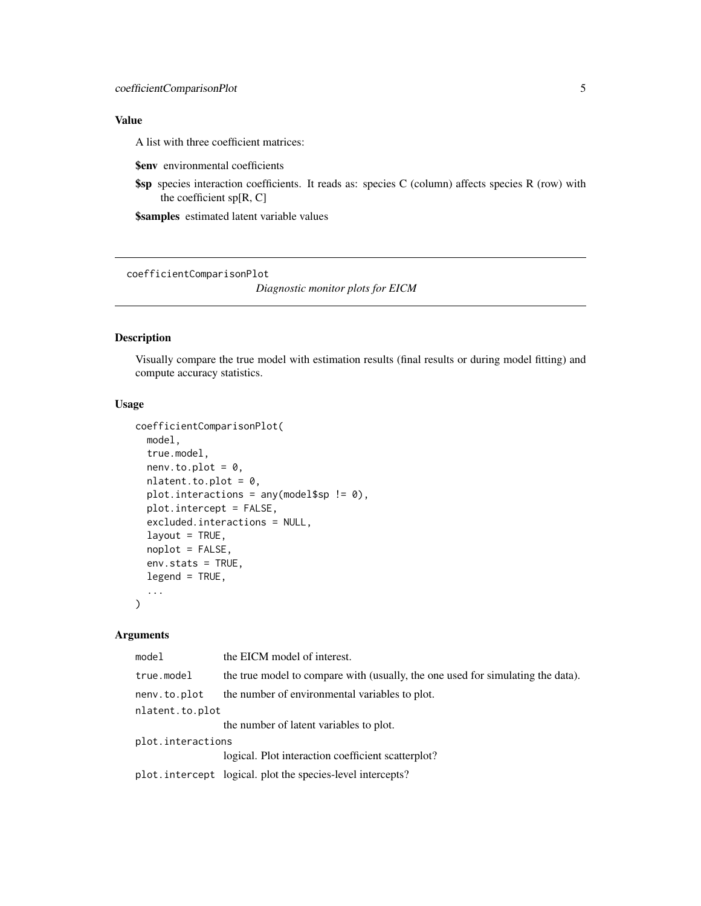### Value

A list with three coefficient matrices:

**$env** environmental coefficients

**$sp** species interaction coefficients. It reads as: species C (column) affects species R (row) with the coefficient sp[R, C]

**$samples** estimated latent variable values

---

## coefficientComparisonPlot

*Diagnostic monitor plots for EICM*

---

### Description

Visually compare the true model with estimation results (final results or during model fitting) and compute accuracy statistics.

### Usage

```
coefficientComparisonPlot(
  model,
  true.model,
  nenv.to.plot = 0,
  nlatent.to.plot = 0,
  plot.interactions = any(model$sp != 0),
  plot.intercept = FALSE,
  excluded.interactions = NULL,
  layout = TRUE,
  noplot = FALSE,
  env.stats = TRUE,
  legend = TRUE,
  ...
)
```

### Arguments

| | |
|---|---|
| `model` | the EICM model of interest. |
| `true.model` | the true model to compare with (usually, the one used for simulating the data). |
| `nenv.to.plot` | the number of environmental variables to plot. |
| `nlatent.to.plot` | the number of latent variables to plot. |
| `plot.interactions` | logical. Plot interaction coefficient scatterplot? |
| `plot.intercept` | logical. plot the species-level intercepts? |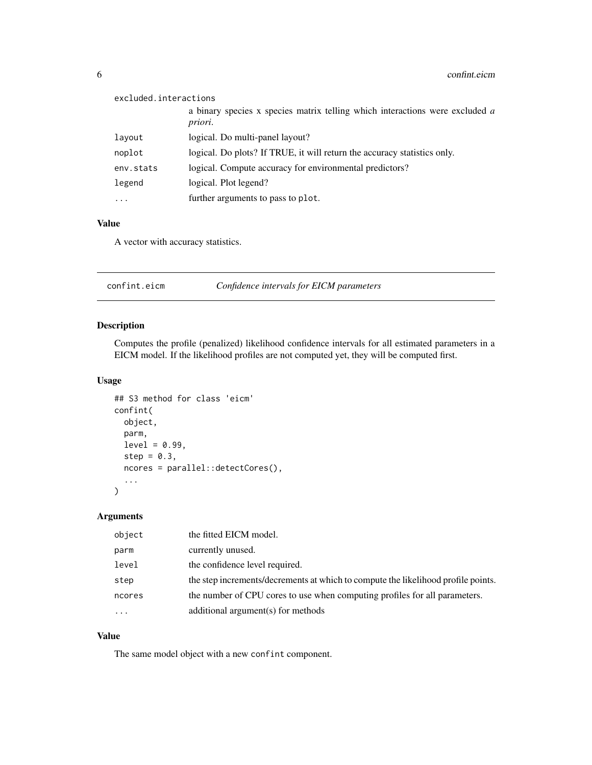| | |
|---|---|
| excluded.interactions | a binary species x species matrix telling which interactions were excluded *a priori*. |
| layout | logical. Do multi-panel layout? |
| noplot | logical. Do plots? If TRUE, it will return the accuracy statistics only. |
| env.stats | logical. Compute accuracy for environmental predictors? |
| legend | logical. Plot legend? |
| ... | further arguments to pass to plot. |

### Value

A vector with accuracy statistics.

---

## confint.eicm — *Confidence intervals for EICM parameters*

### Description

Computes the profile (penalized) likelihood confidence intervals for all estimated parameters in a EICM model. If the likelihood profiles are not computed yet, they will be computed first.

### Usage

```
## S3 method for class 'eicm'
confint(
  object,
  parm,
  level = 0.99,
  step = 0.3,
  ncores = parallel::detectCores(),
  ...
)
```

### Arguments

| | |
|---|---|
| object | the fitted EICM model. |
| parm | currently unused. |
| level | the confidence level required. |
| step | the step increments/decrements at which to compute the likelihood profile points. |
| ncores | the number of CPU cores to use when computing profiles for all parameters. |
| ... | additional argument(s) for methods |

### Value

The same model object with a new confint component.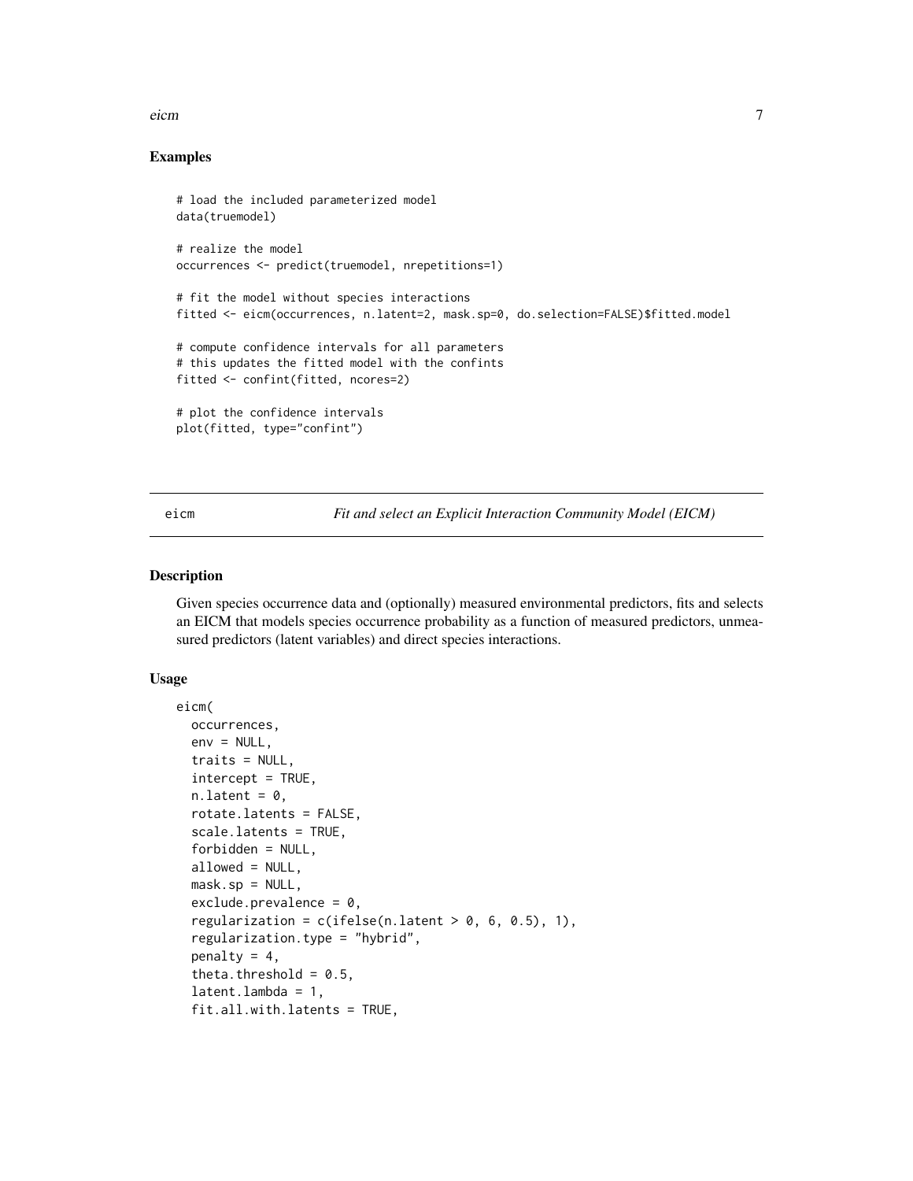### Examples

```
# load the included parameterized model
data(truemodel)

# realize the model
occurrences <- predict(truemodel, nrepetitions=1)

# fit the model without species interactions
fitted <- eicm(occurrences, n.latent=2, mask.sp=0, do.selection=FALSE)$fitted.model

# compute confidence intervals for all parameters
# this updates the fitted model with the confints
fitted <- confint(fitted, ncores=2)

# plot the confidence intervals
plot(fitted, type="confint")
```

## eicm — *Fit and select an Explicit Interaction Community Model (EICM)*

### Description

Given species occurrence data and (optionally) measured environmental predictors, fits and selects an EICM that models species occurrence probability as a function of measured predictors, unmeasured predictors (latent variables) and direct species interactions.

### Usage

```
eicm(
  occurrences,
  env = NULL,
  traits = NULL,
  intercept = TRUE,
  n.latent = 0,
  rotate.latents = FALSE,
  scale.latents = TRUE,
  forbidden = NULL,
  allowed = NULL,
  mask.sp = NULL,
  exclude.prevalence = 0,
  regularization = c(ifelse(n.latent > 0, 6, 0.5), 1),
  regularization.type = "hybrid",
  penalty = 4,
  theta.threshold = 0.5,
  latent.lambda = 1,
  fit.all.with.latents = TRUE,
```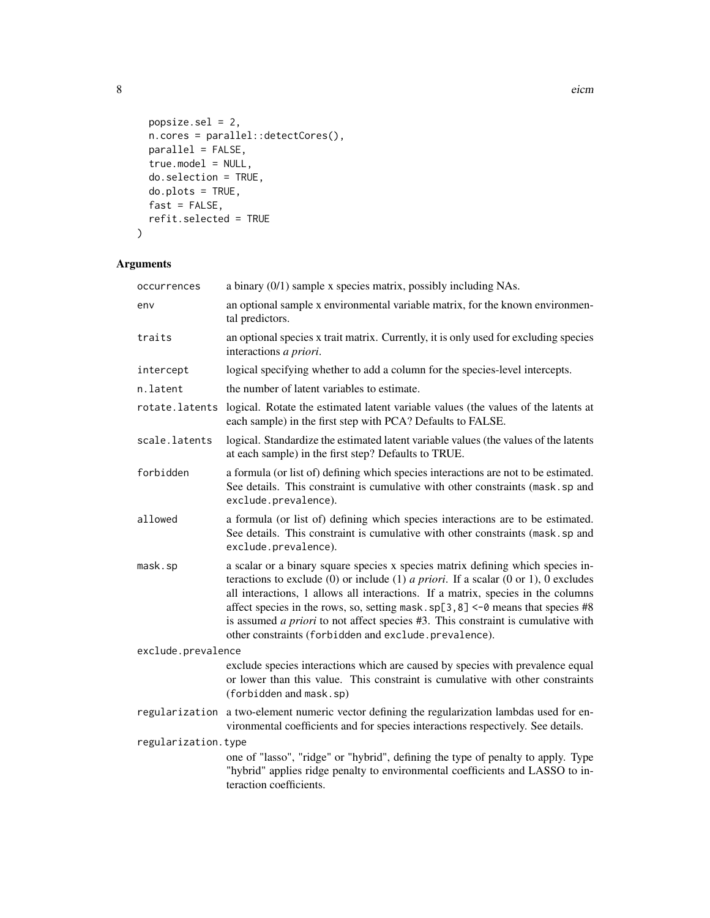```
  popsize.sel = 2,
  n.cores = parallel::detectCores(),
  parallel = FALSE,
  true.model = NULL,
  do.selection = TRUE,
  do.plots = TRUE,
  fast = FALSE,
  refit.selected = TRUE
)
```

## Arguments

| | |
|---|---|
| `occurrences` | a binary (0/1) sample x species matrix, possibly including NAs. |
| `env` | an optional sample x environmental variable matrix, for the known environmental predictors. |
| `traits` | an optional species x trait matrix. Currently, it is only used for excluding species interactions *a priori*. |
| `intercept` | logical specifying whether to add a column for the species-level intercepts. |
| `n.latent` | the number of latent variables to estimate. |
| `rotate.latents` | logical. Rotate the estimated latent variable values (the values of the latents at each sample) in the first step with PCA? Defaults to FALSE. |
| `scale.latents` | logical. Standardize the estimated latent variable values (the values of the latents at each sample) in the first step? Defaults to TRUE. |
| `forbidden` | a formula (or list of) defining which species interactions are not to be estimated. See details. This constraint is cumulative with other constraints (`mask.sp` and `exclude.prevalence`). |
| `allowed` | a formula (or list of) defining which species interactions are to be estimated. See details. This constraint is cumulative with other constraints (`mask.sp` and `exclude.prevalence`). |
| `mask.sp` | a scalar or a binary square species x species matrix defining which species interactions to exclude (0) or include (1) *a priori*. If a scalar (0 or 1), 0 excludes all interactions, 1 allows all interactions. If a matrix, species in the columns affect species in the rows, so, setting `mask.sp[3,8] <-0` means that species #8 is assumed *a priori* to not affect species #3. This constraint is cumulative with other constraints (`forbidden` and `exclude.prevalence`). |
| `exclude.prevalence` | exclude species interactions which are caused by species with prevalence equal or lower than this value. This constraint is cumulative with other constraints (`forbidden` and `mask.sp`) |
| `regularization` | a two-element numeric vector defining the regularization lambdas used for environmental coefficients and for species interactions respectively. See details. |
| `regularization.type` | one of "lasso", "ridge" or "hybrid", defining the type of penalty to apply. Type "hybrid" applies ridge penalty to environmental coefficients and LASSO to interaction coefficients. |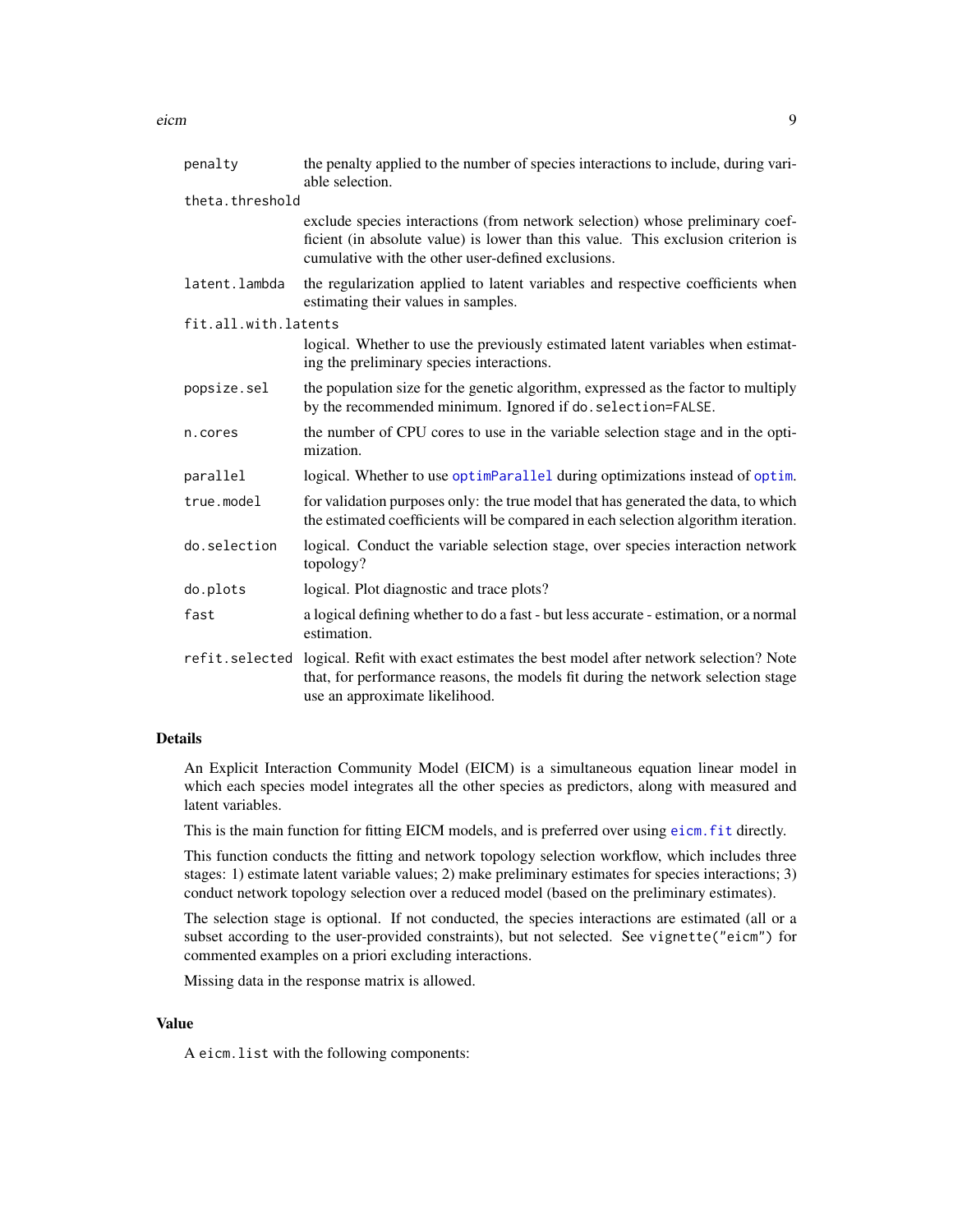| | |
|---|---|
| `penalty` | the penalty applied to the number of species interactions to include, during variable selection. |
| `theta.threshold` | exclude species interactions (from network selection) whose preliminary coefficient (in absolute value) is lower than this value. This exclusion criterion is cumulative with the other user-defined exclusions. |
| `latent.lambda` | the regularization applied to latent variables and respective coefficients when estimating their values in samples. |
| `fit.all.with.latents` | logical. Whether to use the previously estimated latent variables when estimating the preliminary species interactions. |
| `popsize.sel` | the population size for the genetic algorithm, expressed as the factor to multiply by the recommended minimum. Ignored if `do.selection=FALSE`. |
| `n.cores` | the number of CPU cores to use in the variable selection stage and in the optimization. |
| `parallel` | logical. Whether to use `optimParallel` during optimizations instead of `optim`. |
| `true.model` | for validation purposes only: the true model that has generated the data, to which the estimated coefficients will be compared in each selection algorithm iteration. |
| `do.selection` | logical. Conduct the variable selection stage, over species interaction network topology? |
| `do.plots` | logical. Plot diagnostic and trace plots? |
| `fast` | a logical defining whether to do a fast - but less accurate - estimation, or a normal estimation. |
| `refit.selected` | logical. Refit with exact estimates the best model after network selection? Note that, for performance reasons, the models fit during the network selection stage use an approximate likelihood. |

## Details

An Explicit Interaction Community Model (EICM) is a simultaneous equation linear model in which each species model integrates all the other species as predictors, along with measured and latent variables.

This is the main function for fitting EICM models, and is preferred over using `eicm.fit` directly.

This function conducts the fitting and network topology selection workflow, which includes three stages: 1) estimate latent variable values; 2) make preliminary estimates for species interactions; 3) conduct network topology selection over a reduced model (based on the preliminary estimates).

The selection stage is optional. If not conducted, the species interactions are estimated (all or a subset according to the user-provided constraints), but not selected. See `vignette("eicm")` for commented examples on a priori excluding interactions.

Missing data in the response matrix is allowed.

## Value

A `eicm.list` with the following components: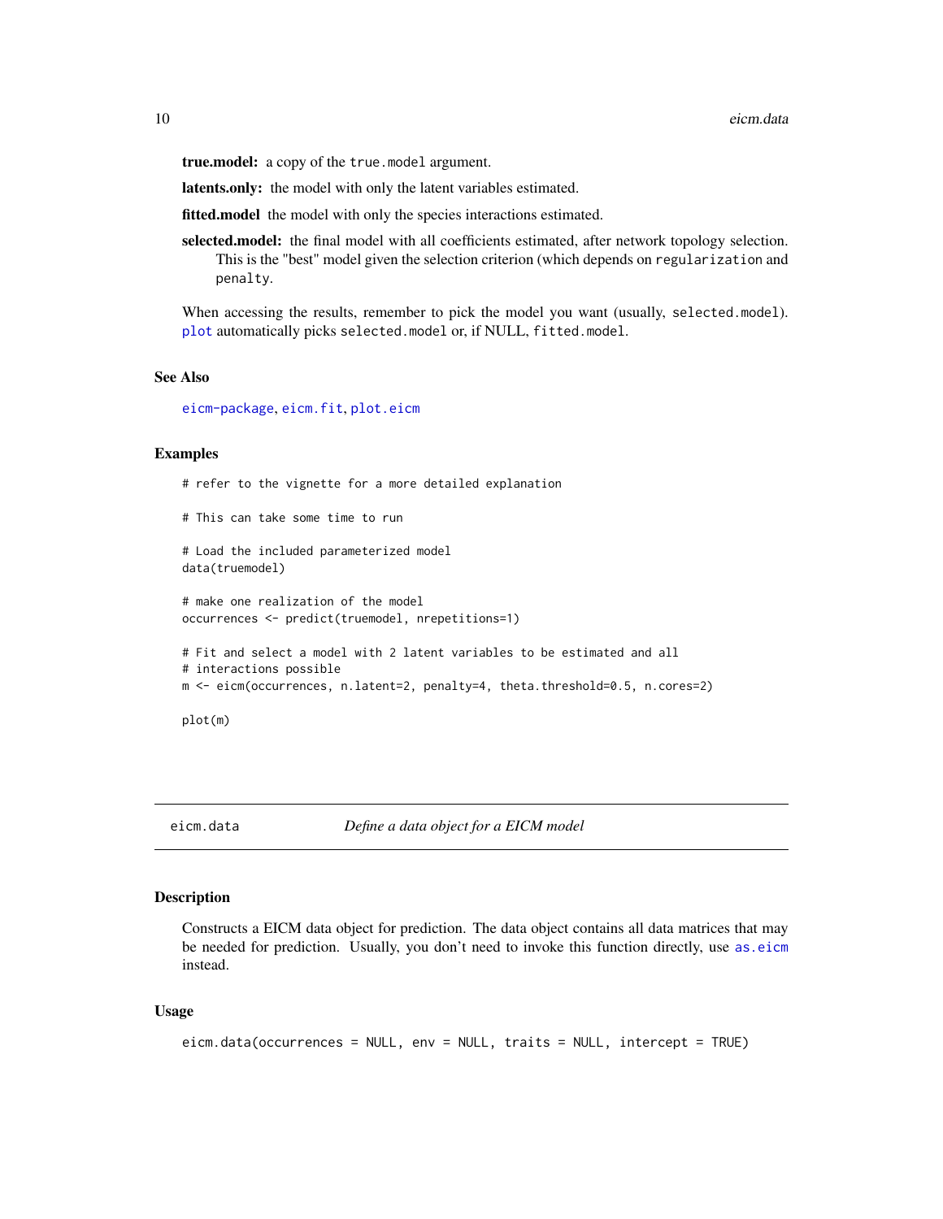**true.model:** a copy of the `true.model` argument.

**latents.only:** the model with only the latent variables estimated.

**fitted.model** the model with only the species interactions estimated.

**selected.model:** the final model with all coefficients estimated, after network topology selection. This is the "best" model given the selection criterion (which depends on `regularization` and `penalty`.

When accessing the results, remember to pick the model you want (usually, `selected.model`). `plot` automatically picks `selected.model` or, if NULL, `fitted.model`.

### See Also

`eicm-package`, `eicm.fit`, `plot.eicm`

### Examples

```
# refer to the vignette for a more detailed explanation

# This can take some time to run

# Load the included parameterized model
data(truemodel)

# make one realization of the model
occurrences <- predict(truemodel, nrepetitions=1)

# Fit and select a model with 2 latent variables to be estimated and all
# interactions possible
m <- eicm(occurrences, n.latent=2, penalty=4, theta.threshold=0.5, n.cores=2)

plot(m)
```

---

## eicm.data — *Define a data object for a EICM model*

### Description

Constructs a EICM data object for prediction. The data object contains all data matrices that may be needed for prediction. Usually, you don't need to invoke this function directly, use `as.eicm` instead.

### Usage

```
eicm.data(occurrences = NULL, env = NULL, traits = NULL, intercept = TRUE)
```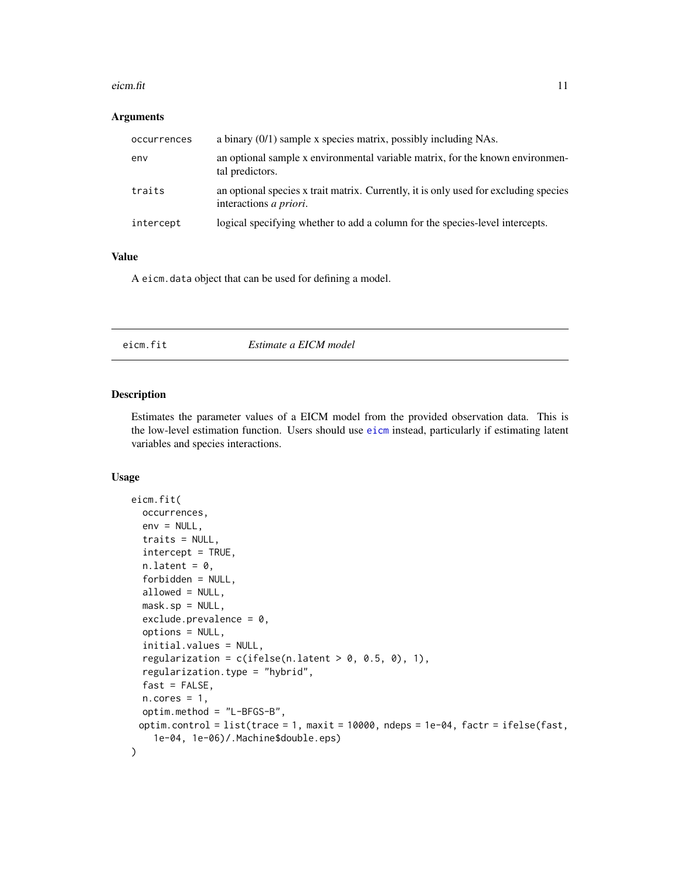### Arguments

| | |
|---|---|
| occurrences | a binary (0/1) sample x species matrix, possibly including NAs. |
| env | an optional sample x environmental variable matrix, for the known environmental predictors. |
| traits | an optional species x trait matrix. Currently, it is only used for excluding species interactions *a priori*. |
| intercept | logical specifying whether to add a column for the species-level intercepts. |

### Value

A `eicm.data` object that can be used for defining a model.

---

## eicm.fit — *Estimate a EICM model*

### Description

Estimates the parameter values of a EICM model from the provided observation data. This is the low-level estimation function. Users should use `eicm` instead, particularly if estimating latent variables and species interactions.

### Usage

```
eicm.fit(
  occurrences,
  env = NULL,
  traits = NULL,
  intercept = TRUE,
  n.latent = 0,
  forbidden = NULL,
  allowed = NULL,
  mask.sp = NULL,
  exclude.prevalence = 0,
  options = NULL,
  initial.values = NULL,
  regularization = c(ifelse(n.latent > 0, 0.5, 0), 1),
  regularization.type = "hybrid",
  fast = FALSE,
  n.cores = 1,
  optim.method = "L-BFGS-B",
  optim.control = list(trace = 1, maxit = 10000, ndeps = 1e-04, factr = ifelse(fast,
    1e-04, 1e-06)/.Machine$double.eps)
)
```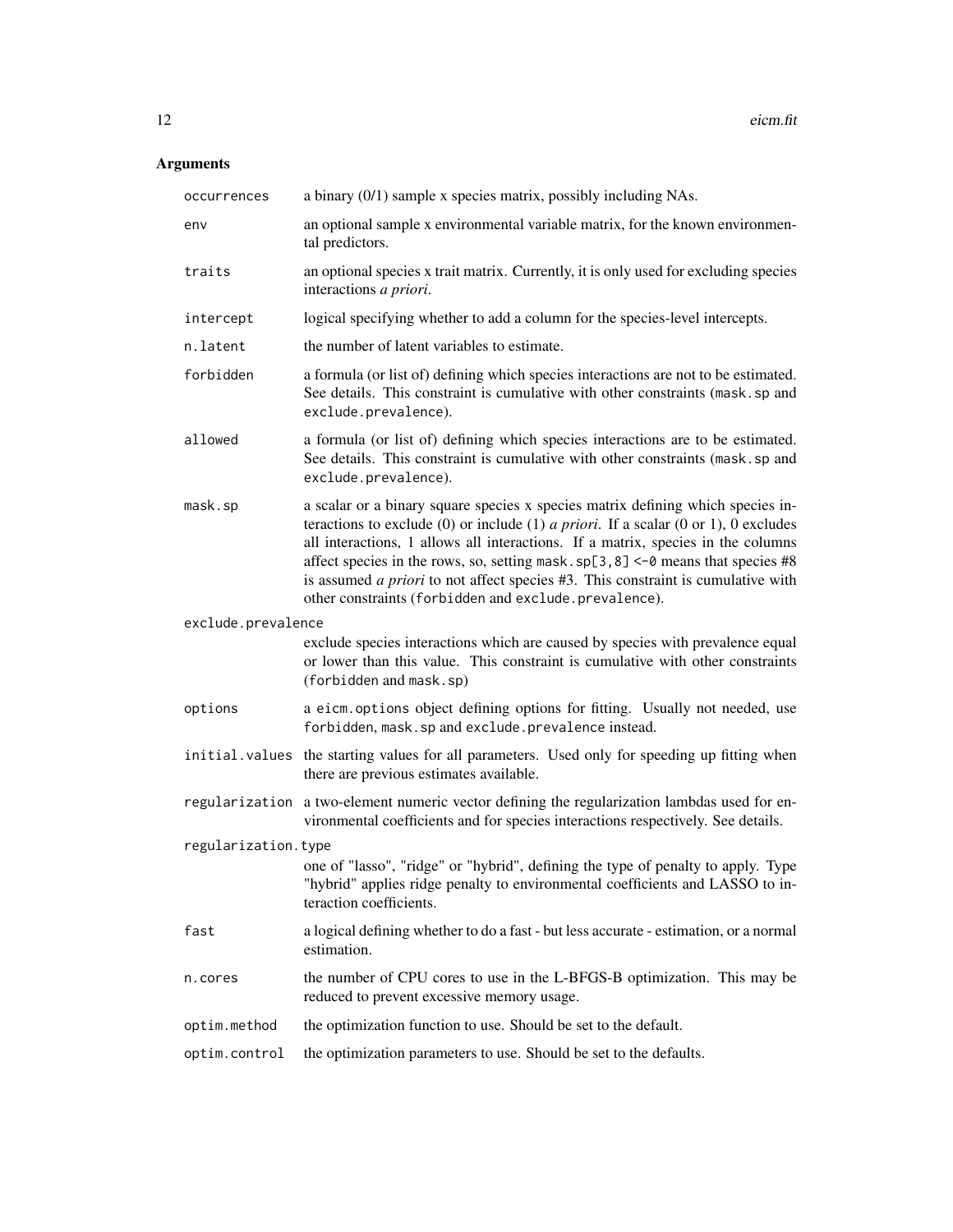## Arguments

| Argument | Description |
|---|---|
| `occurrences` | a binary (0/1) sample x species matrix, possibly including NAs. |
| `env` | an optional sample x environmental variable matrix, for the known environmental predictors. |
| `traits` | an optional species x trait matrix. Currently, it is only used for excluding species interactions *a priori*. |
| `intercept` | logical specifying whether to add a column for the species-level intercepts. |
| `n.latent` | the number of latent variables to estimate. |
| `forbidden` | a formula (or list of) defining which species interactions are not to be estimated. See details. This constraint is cumulative with other constraints (`mask.sp` and `exclude.prevalence`). |
| `allowed` | a formula (or list of) defining which species interactions are to be estimated. See details. This constraint is cumulative with other constraints (`mask.sp` and `exclude.prevalence`). |
| `mask.sp` | a scalar or a binary square species x species matrix defining which species interactions to exclude (0) or include (1) *a priori*. If a scalar (0 or 1), 0 excludes all interactions, 1 allows all interactions. If a matrix, species in the columns affect species in the rows, so, setting `mask.sp[3,8] <-0` means that species #8 is assumed *a priori* to not affect species #3. This constraint is cumulative with other constraints (`forbidden` and `exclude.prevalence`). |
| `exclude.prevalence` | exclude species interactions which are caused by species with prevalence equal or lower than this value. This constraint is cumulative with other constraints (`forbidden` and `mask.sp`) |
| `options` | a `eicm.options` object defining options for fitting. Usually not needed, use `forbidden`, `mask.sp` and `exclude.prevalence` instead. |
| `initial.values` | the starting values for all parameters. Used only for speeding up fitting when there are previous estimates available. |
| `regularization` | a two-element numeric vector defining the regularization lambdas used for environmental coefficients and for species interactions respectively. See details. |
| `regularization.type` | one of "lasso", "ridge" or "hybrid", defining the type of penalty to apply. Type "hybrid" applies ridge penalty to environmental coefficients and LASSO to interaction coefficients. |
| `fast` | a logical defining whether to do a fast - but less accurate - estimation, or a normal estimation. |
| `n.cores` | the number of CPU cores to use in the L-BFGS-B optimization. This may be reduced to prevent excessive memory usage. |
| `optim.method` | the optimization function to use. Should be set to the default. |
| `optim.control` | the optimization parameters to use. Should be set to the defaults. |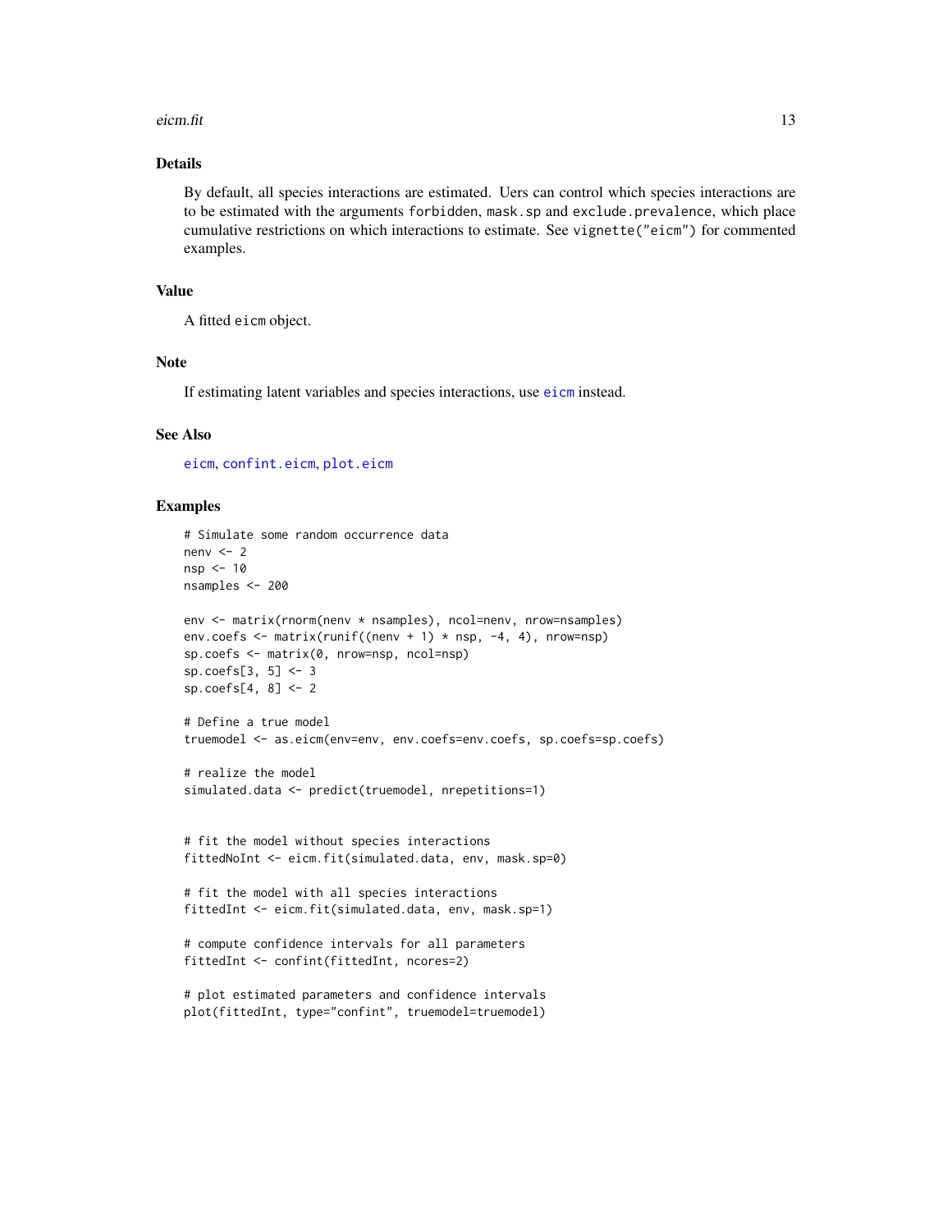## Details

By default, all species interactions are estimated. Uers can control which species interactions are to be estimated with the arguments `forbidden`, `mask.sp` and `exclude.prevalence`, which place cumulative restrictions on which interactions to estimate. See `vignette("eicm")` for commented examples.

## Value

A fitted `eicm` object.

## Note

If estimating latent variables and species interactions, use `eicm` instead.

## See Also

`eicm`, `confint.eicm`, `plot.eicm`

## Examples

```
# Simulate some random occurrence data
nenv <- 2
nsp <- 10
nsamples <- 200

env <- matrix(rnorm(nenv * nsamples), ncol=nenv, nrow=nsamples)
env.coefs <- matrix(runif((nenv + 1) * nsp, -4, 4), nrow=nsp)
sp.coefs <- matrix(0, nrow=nsp, ncol=nsp)
sp.coefs[3, 5] <- 3
sp.coefs[4, 8] <- 2

# Define a true model
truemodel <- as.eicm(env=env, env.coefs=env.coefs, sp.coefs=sp.coefs)

# realize the model
simulated.data <- predict(truemodel, nrepetitions=1)


# fit the model without species interactions
fittedNoInt <- eicm.fit(simulated.data, env, mask.sp=0)

# fit the model with all species interactions
fittedInt <- eicm.fit(simulated.data, env, mask.sp=1)

# compute confidence intervals for all parameters
fittedInt <- confint(fittedInt, ncores=2)

# plot estimated parameters and confidence intervals
plot(fittedInt, type="confint", truemodel=truemodel)
```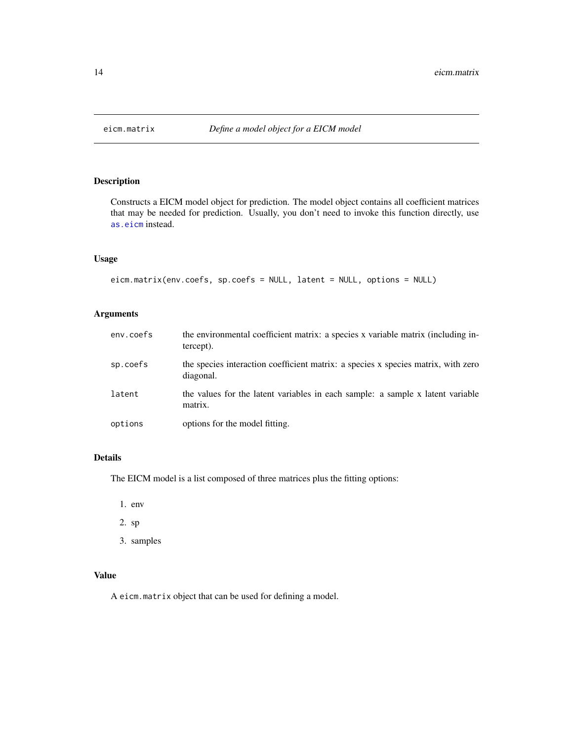# eicm.matrix *Define a model object for a EICM model*

## Description

Constructs a EICM model object for prediction. The model object contains all coefficient matrices that may be needed for prediction. Usually, you don't need to invoke this function directly, use `as.eicm` instead.

## Usage

```
eicm.matrix(env.coefs, sp.coefs = NULL, latent = NULL, options = NULL)
```

## Arguments

| | |
|---|---|
| `env.coefs` | the environmental coefficient matrix: a species x variable matrix (including intercept). |
| `sp.coefs` | the species interaction coefficient matrix: a species x species matrix, with zero diagonal. |
| `latent` | the values for the latent variables in each sample: a sample x latent variable matrix. |
| `options` | options for the model fitting. |

## Details

The EICM model is a list composed of three matrices plus the fitting options:

1. env
2. sp
3. samples

## Value

A `eicm.matrix` object that can be used for defining a model.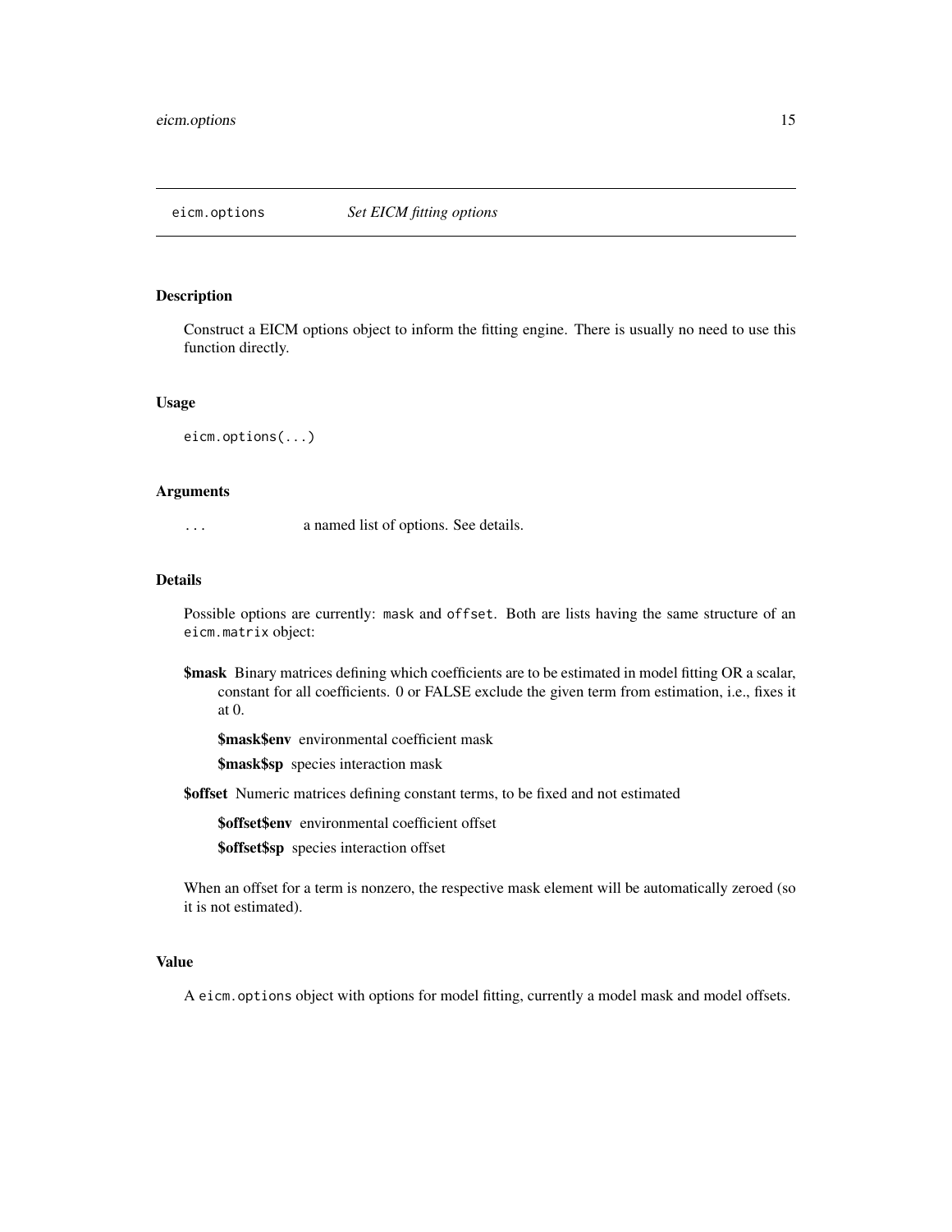## eicm.options *Set EICM fitting options*

### Description

Construct a EICM options object to inform the fitting engine. There is usually no need to use this function directly.

### Usage

```
eicm.options(...)
```

### Arguments

`...` a named list of options. See details.

### Details

Possible options are currently: `mask` and `offset`. Both are lists having the same structure of an `eicm.matrix` object:

**$mask** Binary matrices defining which coefficients are to be estimated in model fitting OR a scalar, constant for all coefficients. 0 or FALSE exclude the given term from estimation, i.e., fixes it at 0.

- **$mask$env** environmental coefficient mask
- **$mask$sp** species interaction mask

**$offset** Numeric matrices defining constant terms, to be fixed and not estimated

- **$offset$env** environmental coefficient offset
- **$offset$sp** species interaction offset

When an offset for a term is nonzero, the respective mask element will be automatically zeroed (so it is not estimated).

### Value

A `eicm.options` object with options for model fitting, currently a model mask and model offsets.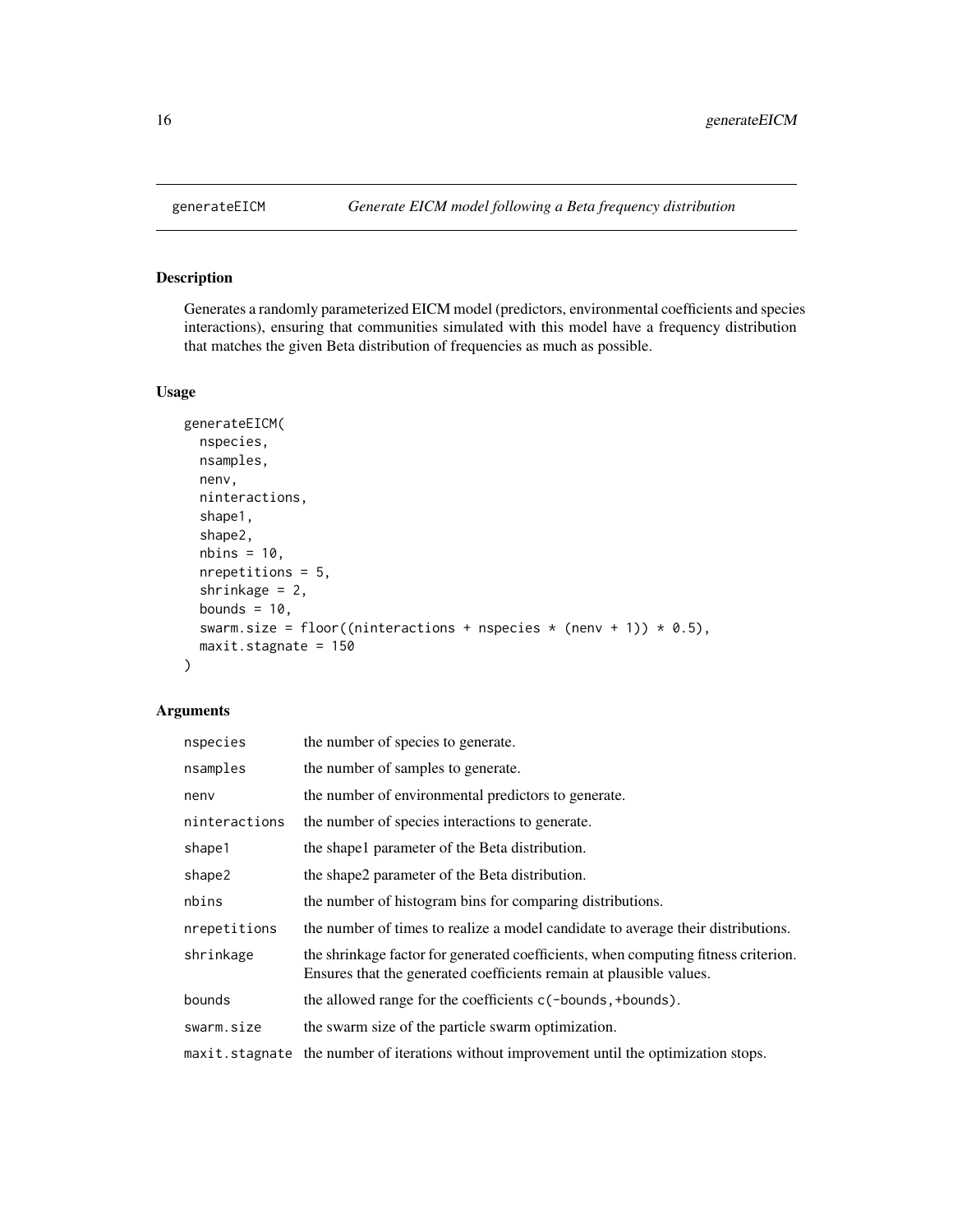## generateEICM — *Generate EICM model following a Beta frequency distribution*

### Description

Generates a randomly parameterized EICM model (predictors, environmental coefficients and species interactions), ensuring that communities simulated with this model have a frequency distribution that matches the given Beta distribution of frequencies as much as possible.

### Usage

```
generateEICM(
  nspecies,
  nsamples,
  nenv,
  ninteractions,
  shape1,
  shape2,
  nbins = 10,
  nrepetitions = 5,
  shrinkage = 2,
  bounds = 10,
  swarm.size = floor((ninteractions + nspecies * (nenv + 1)) * 0.5),
  maxit.stagnate = 150
)
```

### Arguments

| | |
|---|---|
| `nspecies` | the number of species to generate. |
| `nsamples` | the number of samples to generate. |
| `nenv` | the number of environmental predictors to generate. |
| `ninteractions` | the number of species interactions to generate. |
| `shape1` | the shape1 parameter of the Beta distribution. |
| `shape2` | the shape2 parameter of the Beta distribution. |
| `nbins` | the number of histogram bins for comparing distributions. |
| `nrepetitions` | the number of times to realize a model candidate to average their distributions. |
| `shrinkage` | the shrinkage factor for generated coefficients, when computing fitness criterion. Ensures that the generated coefficients remain at plausible values. |
| `bounds` | the allowed range for the coefficients `c(-bounds,+bounds)`. |
| `swarm.size` | the swarm size of the particle swarm optimization. |
| `maxit.stagnate` | the number of iterations without improvement until the optimization stops. |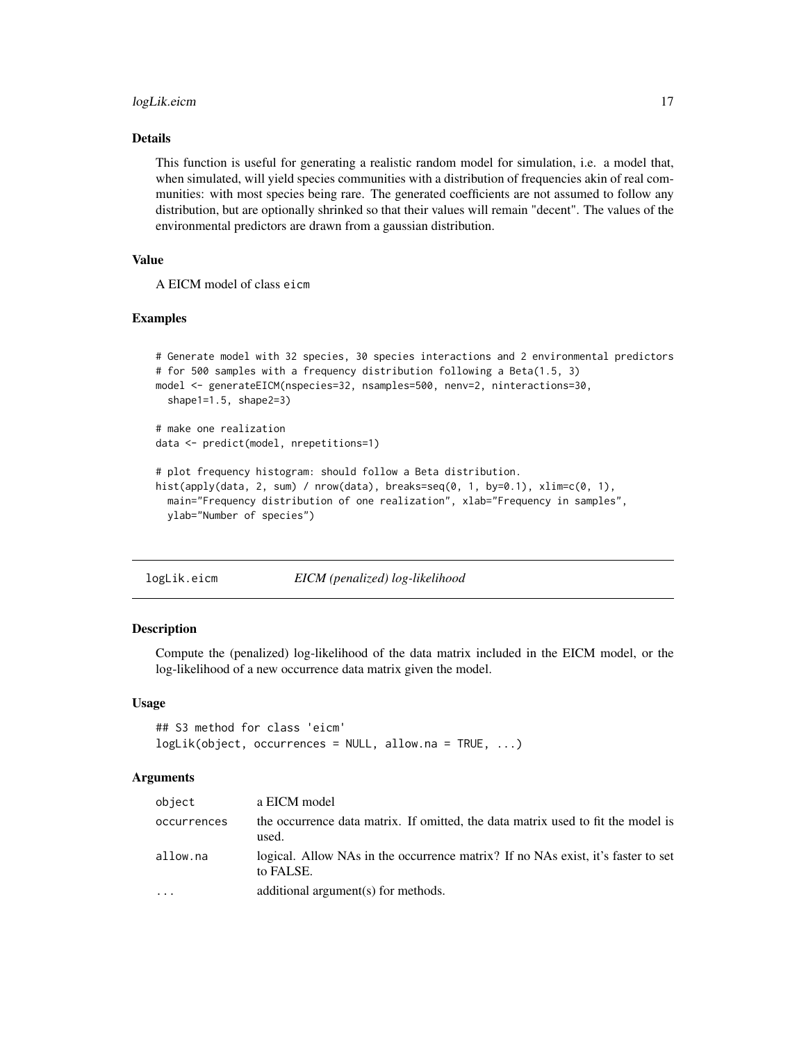### Details

This function is useful for generating a realistic random model for simulation, i.e. a model that, when simulated, will yield species communities with a distribution of frequencies akin of real communities: with most species being rare. The generated coefficients are not assumed to follow any distribution, but are optionally shrinked so that their values will remain "decent". The values of the environmental predictors are drawn from a gaussian distribution.

### Value

A EICM model of class `eicm`

### Examples

```
# Generate model with 32 species, 30 species interactions and 2 environmental predictors
# for 500 samples with a frequency distribution following a Beta(1.5, 3)
model <- generateEICM(nspecies=32, nsamples=500, nenv=2, ninteractions=30,
  shape1=1.5, shape2=3)

# make one realization
data <- predict(model, nrepetitions=1)

# plot frequency histogram: should follow a Beta distribution.
hist(apply(data, 2, sum) / nrow(data), breaks=seq(0, 1, by=0.1), xlim=c(0, 1),
  main="Frequency distribution of one realization", xlab="Frequency in samples",
  ylab="Number of species")
```

---

## `logLik.eicm` *EICM (penalized) log-likelihood*

### Description

Compute the (penalized) log-likelihood of the data matrix included in the EICM model, or the log-likelihood of a new occurrence data matrix given the model.

### Usage

```
## S3 method for class 'eicm'
logLik(object, occurrences = NULL, allow.na = TRUE, ...)
```

### Arguments

| | |
|---|---|
| `object` | a EICM model |
| `occurrences` | the occurrence data matrix. If omitted, the data matrix used to fit the model is used. |
| `allow.na` | logical. Allow NAs in the occurrence matrix? If no NAs exist, it's faster to set to FALSE. |
| `...` | additional argument(s) for methods. |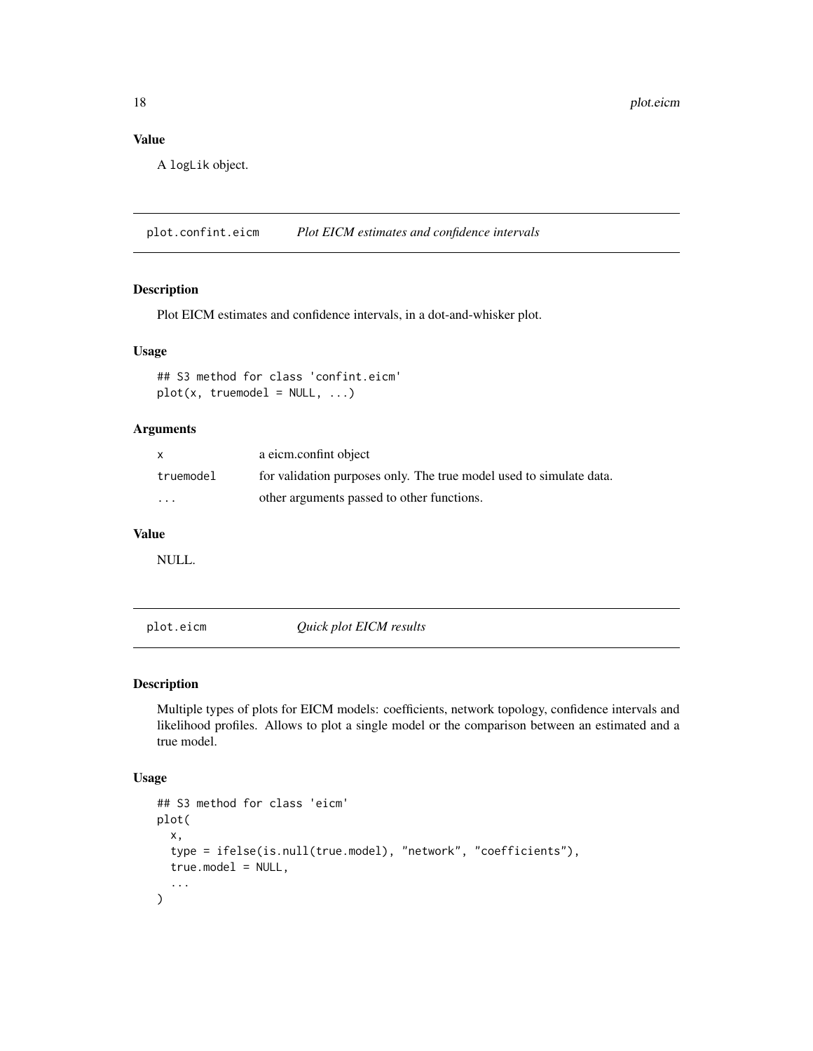## Value

A `logLik` object.

---

`plot.confint.eicm` *Plot EICM estimates and confidence intervals*

---

### Description

Plot EICM estimates and confidence intervals, in a dot-and-whisker plot.

### Usage

```
## S3 method for class 'confint.eicm'
plot(x, truemodel = NULL, ...)
```

### Arguments

| | |
|---|---|
| `x` | a eicm.confint object |
| `truemodel` | for validation purposes only. The true model used to simulate data. |
| `...` | other arguments passed to other functions. |

### Value

NULL.

---

`plot.eicm` *Quick plot EICM results*

---

### Description

Multiple types of plots for EICM models: coefficients, network topology, confidence intervals and likelihood profiles. Allows to plot a single model or the comparison between an estimated and a true model.

### Usage

```
## S3 method for class 'eicm'
plot(
  x,
  type = ifelse(is.null(true.model), "network", "coefficients"),
  true.model = NULL,
  ...
)
```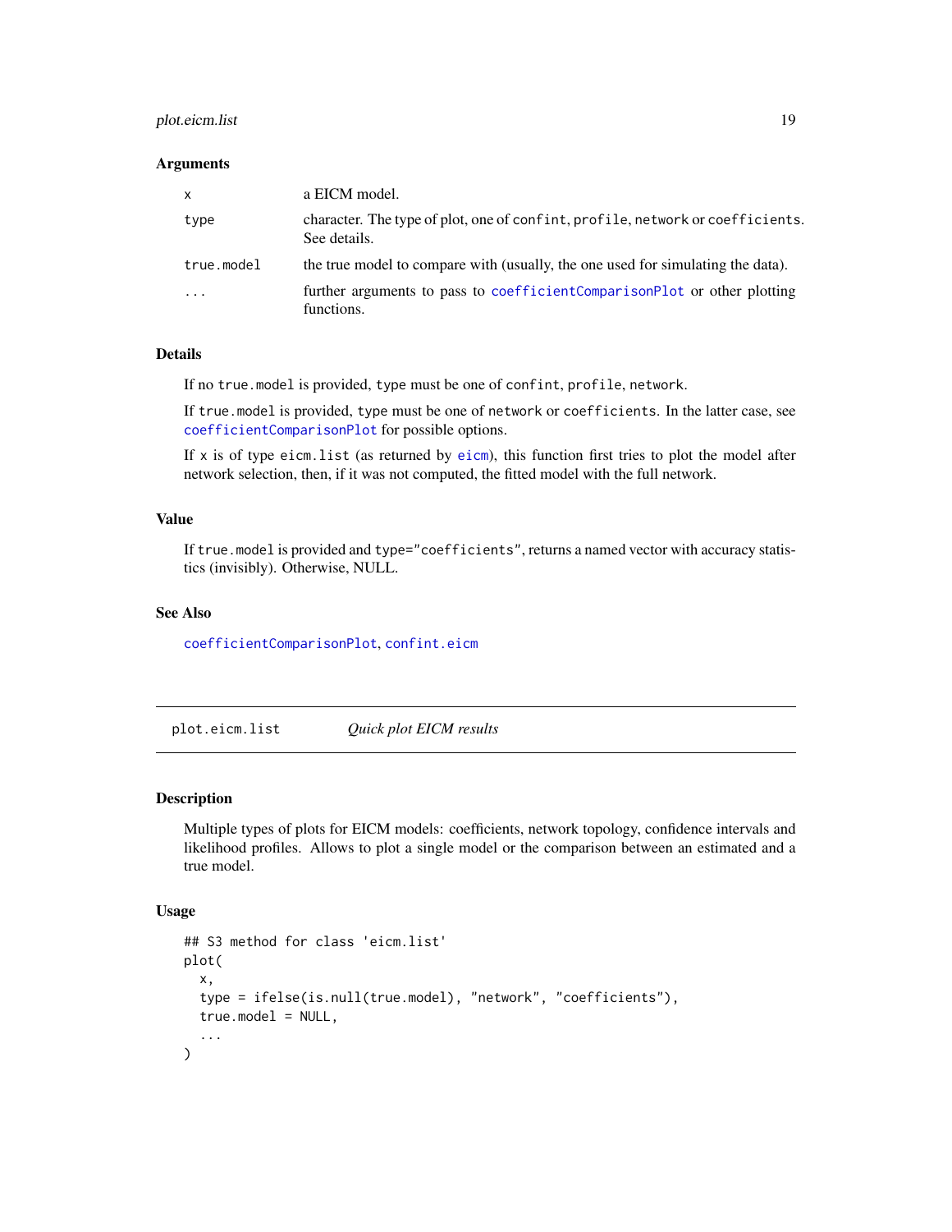### Arguments

| | |
|---|---|
| `x` | a EICM model. |
| `type` | character. The type of plot, one of `confint`, `profile`, `network` or `coefficients`. See details. |
| `true.model` | the true model to compare with (usually, the one used for simulating the data). |
| `...` | further arguments to pass to `coefficientComparisonPlot` or other plotting functions. |

### Details

If no `true.model` is provided, `type` must be one of `confint`, `profile`, `network`.

If `true.model` is provided, `type` must be one of `network` or `coefficients`. In the latter case, see `coefficientComparisonPlot` for possible options.

If `x` is of type `eicm.list` (as returned by `eicm`), this function first tries to plot the model after network selection, then, if it was not computed, the fitted model with the full network.

### Value

If `true.model` is provided and `type="coefficients"`, returns a named vector with accuracy statistics (invisibly). Otherwise, NULL.

### See Also

`coefficientComparisonPlot`, `confint.eicm`

---

## plot.eicm.list &nbsp;&nbsp;&nbsp; *Quick plot EICM results*

---

### Description

Multiple types of plots for EICM models: coefficients, network topology, confidence intervals and likelihood profiles. Allows to plot a single model or the comparison between an estimated and a true model.

### Usage

```
## S3 method for class 'eicm.list'
plot(
  x,
  type = ifelse(is.null(true.model), "network", "coefficients"),
  true.model = NULL,
  ...
)
```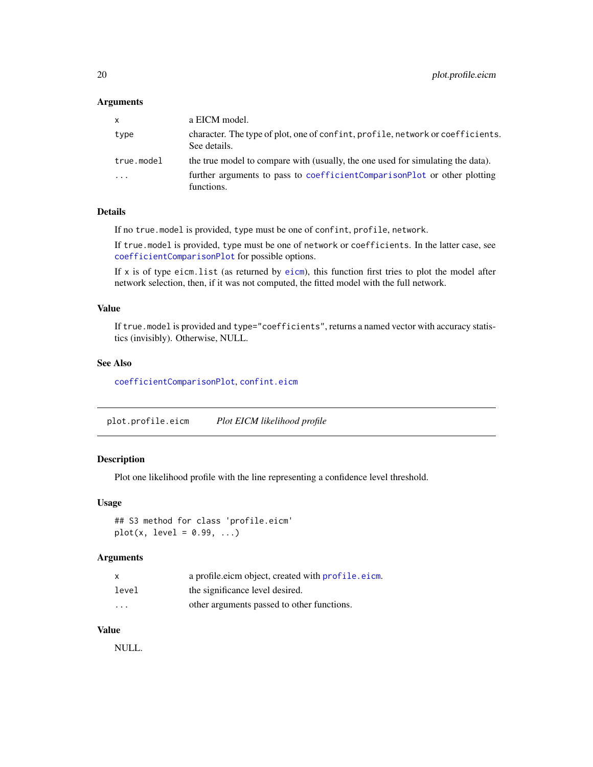### Arguments

| | |
|---|---|
| `x` | a EICM model. |
| `type` | character. The type of plot, one of `confint`, `profile`, `network` or `coefficients`. See details. |
| `true.model` | the true model to compare with (usually, the one used for simulating the data). |
| `...` | further arguments to pass to `coefficientComparisonPlot` or other plotting functions. |

### Details

If no `true.model` is provided, `type` must be one of `confint`, `profile`, `network`.

If `true.model` is provided, `type` must be one of `network` or `coefficients`. In the latter case, see `coefficientComparisonPlot` for possible options.

If `x` is of type `eicm.list` (as returned by `eicm`), this function first tries to plot the model after network selection, then, if it was not computed, the fitted model with the full network.

### Value

If `true.model` is provided and `type="coefficients"`, returns a named vector with accuracy statistics (invisibly). Otherwise, NULL.

### See Also

`coefficientComparisonPlot`, `confint.eicm`

---

## `plot.profile.eicm` *Plot EICM likelihood profile*

### Description

Plot one likelihood profile with the line representing a confidence level threshold.

### Usage

```
## S3 method for class 'profile.eicm'
plot(x, level = 0.99, ...)
```

### Arguments

| | |
|---|---|
| `x` | a profile.eicm object, created with `profile.eicm`. |
| `level` | the significance level desired. |
| `...` | other arguments passed to other functions. |

### Value

NULL.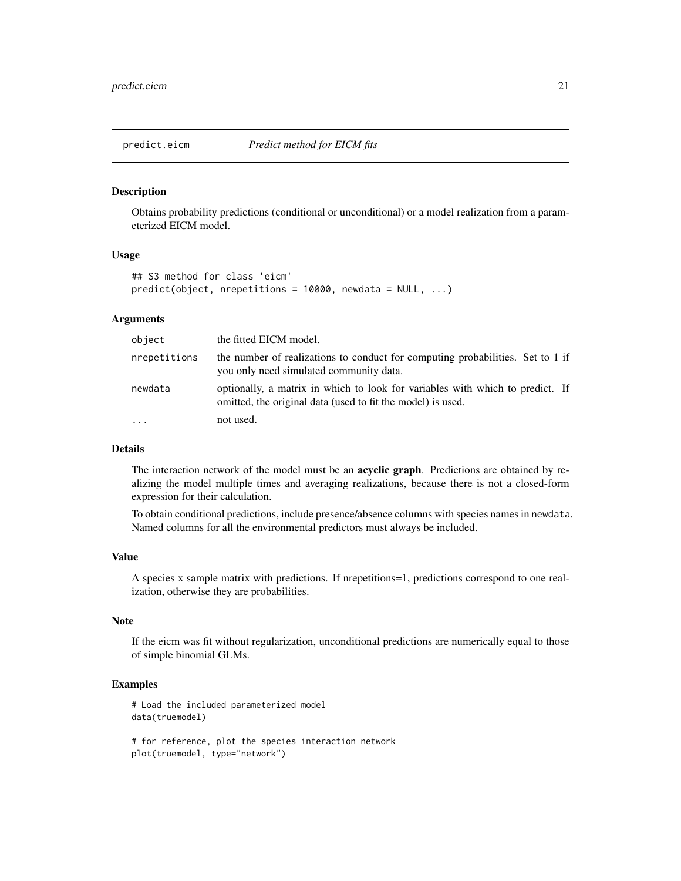## predict.eicm    *Predict method for EICM fits*

### Description

Obtains probability predictions (conditional or unconditional) or a model realization from a parameterized EICM model.

### Usage

```
## S3 method for class 'eicm'
predict(object, nrepetitions = 10000, newdata = NULL, ...)
```

### Arguments

| | |
|---|---|
| `object` | the fitted EICM model. |
| `nrepetitions` | the number of realizations to conduct for computing probabilities. Set to 1 if you only need simulated community data. |
| `newdata` | optionally, a matrix in which to look for variables with which to predict. If omitted, the original data (used to fit the model) is used. |
| `...` | not used. |

### Details

The interaction network of the model must be an **acyclic graph**. Predictions are obtained by realizing the model multiple times and averaging realizations, because there is not a closed-form expression for their calculation.

To obtain conditional predictions, include presence/absence columns with species names in `newdata`. Named columns for all the environmental predictors must always be included.

### Value

A species x sample matrix with predictions. If nrepetitions=1, predictions correspond to one realization, otherwise they are probabilities.

### Note

If the eicm was fit without regularization, unconditional predictions are numerically equal to those of simple binomial GLMs.

### Examples

```
# Load the included parameterized model
data(truemodel)

# for reference, plot the species interaction network
plot(truemodel, type="network")
```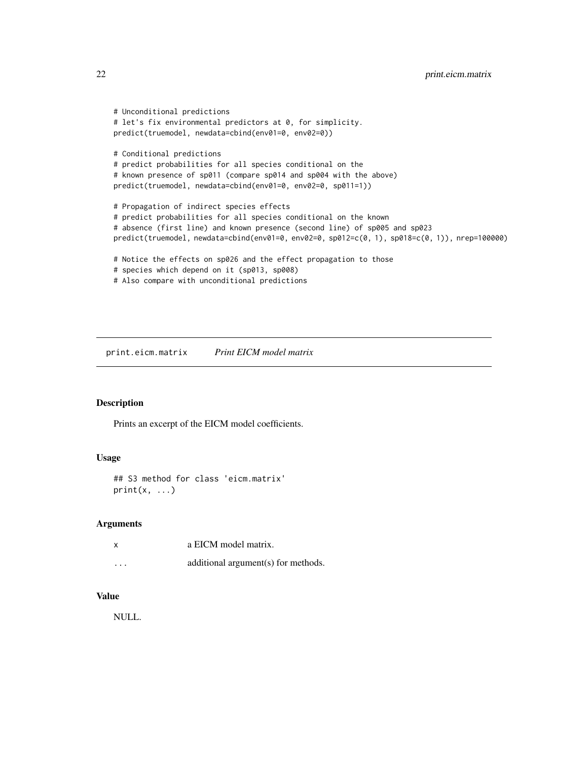```
# Unconditional predictions
# let's fix environmental predictors at 0, for simplicity.
predict(truemodel, newdata=cbind(env01=0, env02=0))

# Conditional predictions
# predict probabilities for all species conditional on the
# known presence of sp011 (compare sp014 and sp004 with the above)
predict(truemodel, newdata=cbind(env01=0, env02=0, sp011=1))

# Propagation of indirect species effects
# predict probabilities for all species conditional on the known
# absence (first line) and known presence (second line) of sp005 and sp023
predict(truemodel, newdata=cbind(env01=0, env02=0, sp012=c(0, 1), sp018=c(0, 1)), nrep=100000)

# Notice the effects on sp026 and the effect propagation to those
# species which depend on it (sp013, sp008)
# Also compare with unconditional predictions
```

## print.eicm.matrix *Print EICM model matrix*

### Description

Prints an excerpt of the EICM model coefficients.

### Usage

```
## S3 method for class 'eicm.matrix'
print(x, ...)
```

### Arguments

| | |
|---|---|
| x | a EICM model matrix. |
| ... | additional argument(s) for methods. |

### Value

NULL.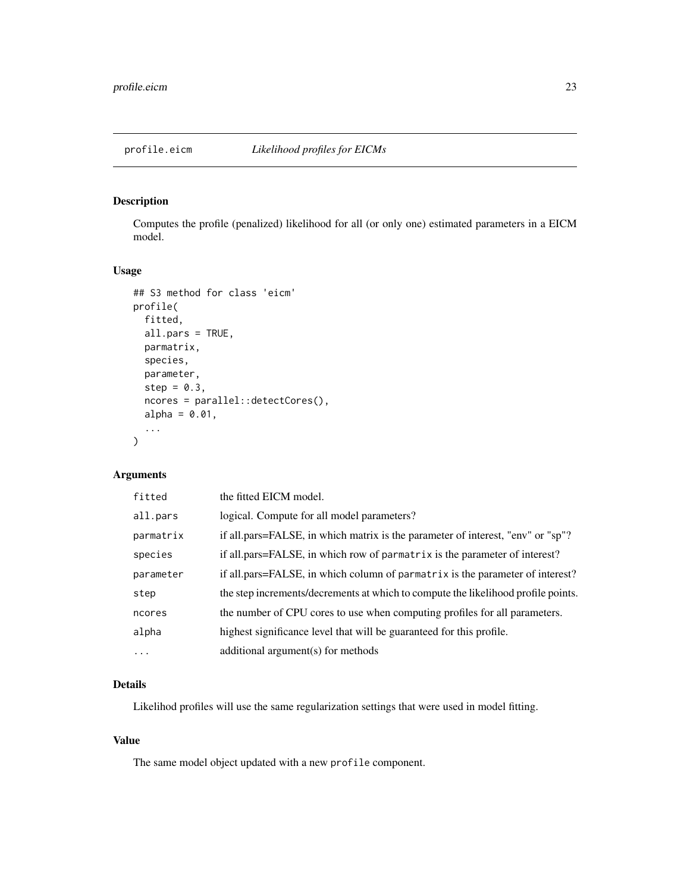# profile.eicm *Likelihood profiles for EICMs*

## Description

Computes the profile (penalized) likelihood for all (or only one) estimated parameters in a EICM model.

## Usage

```
## S3 method for class 'eicm'
profile(
  fitted,
  all.pars = TRUE,
  parmatrix,
  species,
  parameter,
  step = 0.3,
  ncores = parallel::detectCores(),
  alpha = 0.01,
  ...
)
```

## Arguments

| | |
|---|---|
| `fitted` | the fitted EICM model. |
| `all.pars` | logical. Compute for all model parameters? |
| `parmatrix` | if all.pars=FALSE, in which matrix is the parameter of interest, "env" or "sp"? |
| `species` | if all.pars=FALSE, in which row of `parmatrix` is the parameter of interest? |
| `parameter` | if all.pars=FALSE, in which column of `parmatrix` is the parameter of interest? |
| `step` | the step increments/decrements at which to compute the likelihood profile points. |
| `ncores` | the number of CPU cores to use when computing profiles for all parameters. |
| `alpha` | highest significance level that will be guaranteed for this profile. |
| `...` | additional argument(s) for methods |

## Details

Likelihod profiles will use the same regularization settings that were used in model fitting.

## Value

The same model object updated with a new `profile` component.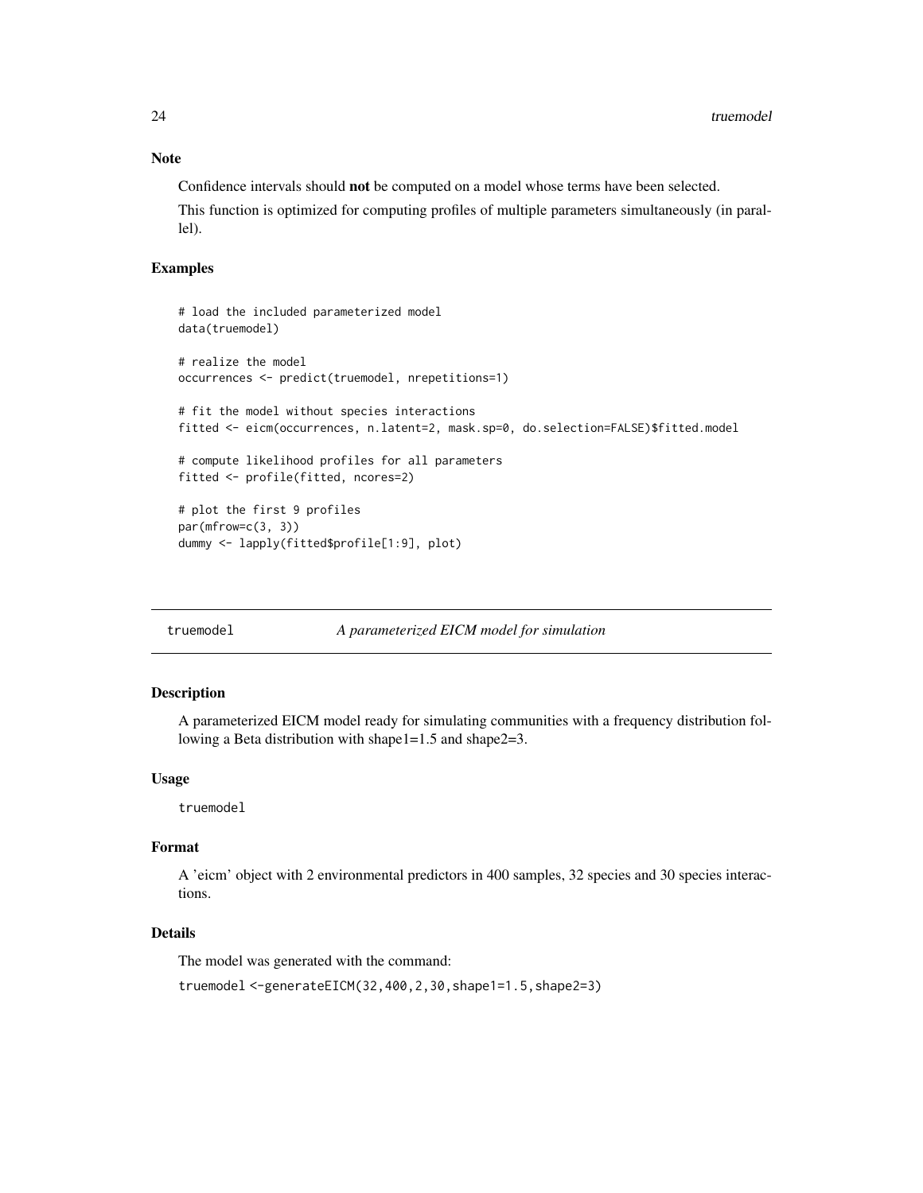## Note

Confidence intervals should **not** be computed on a model whose terms have been selected.

This function is optimized for computing profiles of multiple parameters simultaneously (in parallel).

## Examples

```
# load the included parameterized model
data(truemodel)

# realize the model
occurrences <- predict(truemodel, nrepetitions=1)

# fit the model without species interactions
fitted <- eicm(occurrences, n.latent=2, mask.sp=0, do.selection=FALSE)$fitted.model

# compute likelihood profiles for all parameters
fitted <- profile(fitted, ncores=2)

# plot the first 9 profiles
par(mfrow=c(3, 3))
dummy <- lapply(fitted$profile[1:9], plot)
```

---

# truemodel *A parameterized EICM model for simulation*

## Description

A parameterized EICM model ready for simulating communities with a frequency distribution following a Beta distribution with shape1=1.5 and shape2=3.

## Usage

```
truemodel
```

## Format

A 'eicm' object with 2 environmental predictors in 400 samples, 32 species and 30 species interactions.

## Details

The model was generated with the command:

```
truemodel <-generateEICM(32,400,2,30,shape1=1.5,shape2=3)
```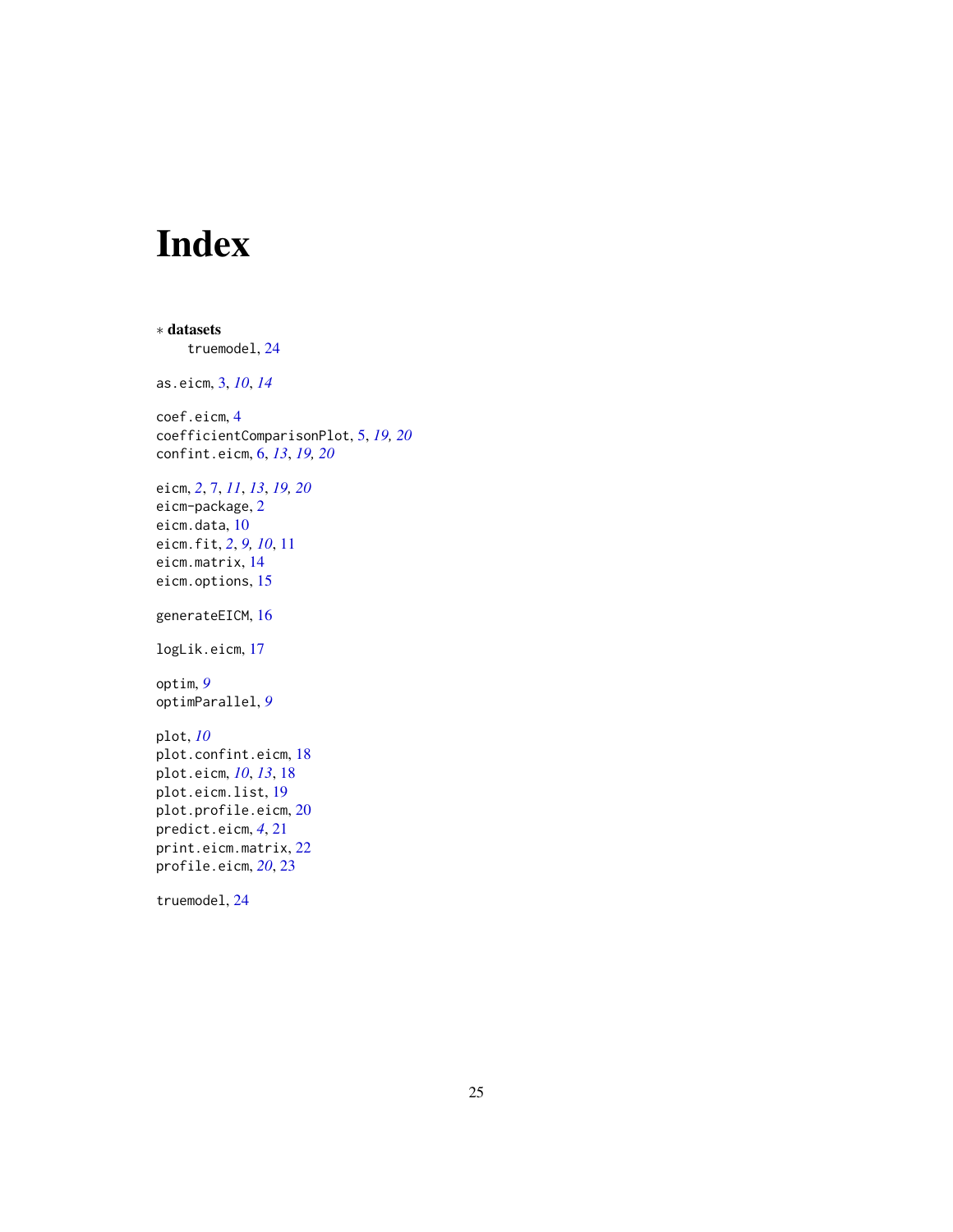# Index

∗ **datasets**
    truemodel, 24

as.eicm, 3, *10*, *14*

coef.eicm, 4
coefficientComparisonPlot, 5, *19, 20*
confint.eicm, 6, *13*, *19, 20*

eicm, *2*, 7, *11*, *13*, *19, 20*
eicm-package, 2
eicm.data, 10
eicm.fit, *2*, *9, 10*, 11
eicm.matrix, 14
eicm.options, 15

generateEICM, 16

logLik.eicm, 17

optim, *9*
optimParallel, *9*

plot, *10*
plot.confint.eicm, 18
plot.eicm, *10*, *13*, 18
plot.eicm.list, 19
plot.profile.eicm, 20
predict.eicm, *4*, 21
print.eicm.matrix, 22
profile.eicm, *20*, 23

truemodel, 24